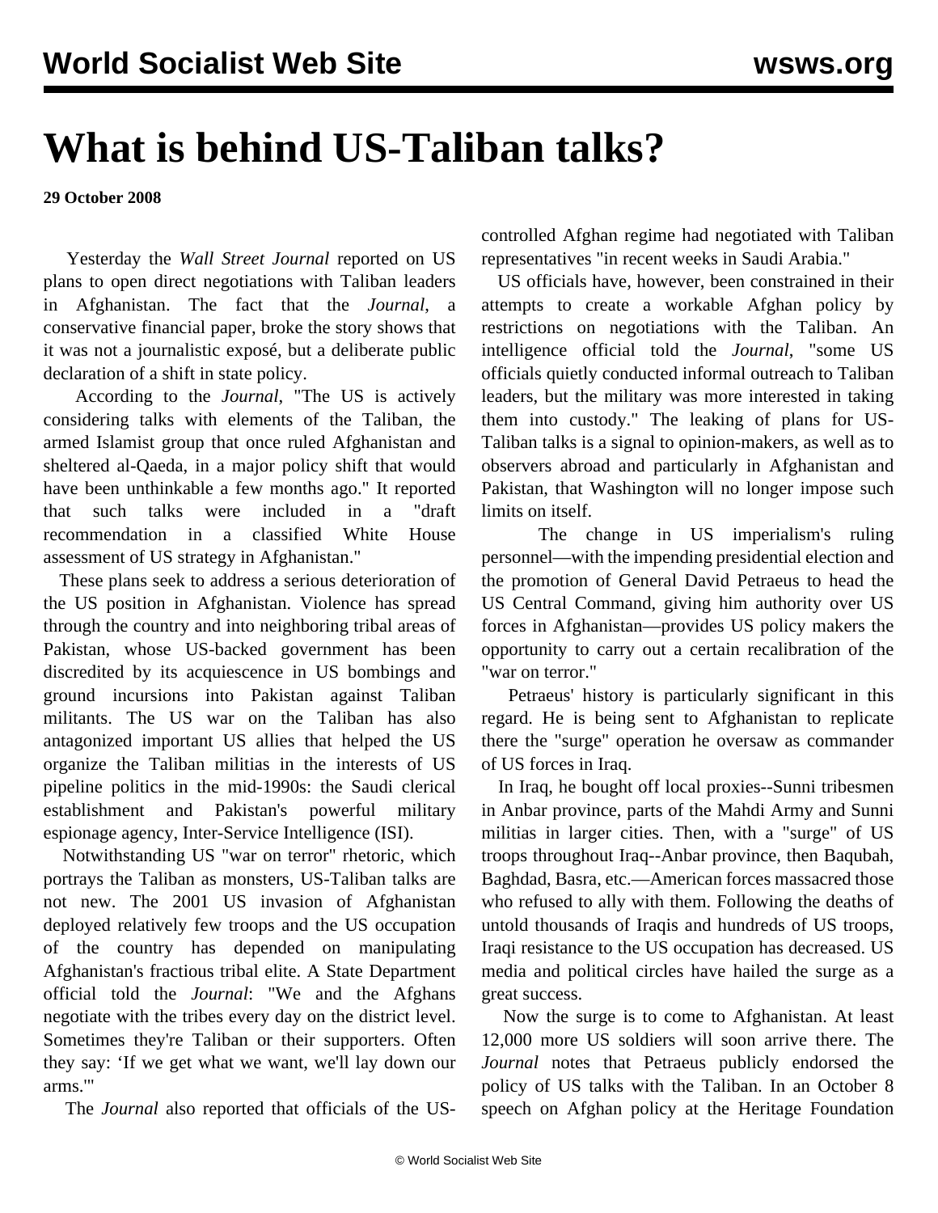# What is behind US-Taliban talks?

**29 October 2008**

Yesterday the *Wall Street Journal* reported on US plans to open direct negotiations with Taliban leaders in Afghanistan. The fact that the *Journal*, a conservative financial paper, broke the story shows that it was not a journalistic exposé, but a deliberate public declaration of a shift in state policy.

According to the *Journal*, "The US is actively considering talks with elements of the Taliban, the armed Islamist group that once ruled Afghanistan and sheltered al-Qaeda, in a major policy shift that would have been unthinkable a few months ago." It reported that such talks were included in a "draft recommendation in a classified White House assessment of US strategy in Afghanistan."

These plans seek to address a serious deterioration of the US position in Afghanistan. Violence has spread through the country and into neighboring tribal areas of Pakistan, whose US-backed government has been discredited by its acquiescence in US bombings and ground incursions into Pakistan against Taliban militants. The US war on the Taliban has also antagonized important US allies that helped the US organize the Taliban militias in the interests of US pipeline politics in the mid-1990s: the Saudi clerical establishment and Pakistan's powerful military espionage agency, Inter-Service Intelligence (ISI).

Notwithstanding US "war on terror" rhetoric, which portrays the Taliban as monsters, US-Taliban talks are not new. The 2001 US invasion of Afghanistan deployed relatively few troops and the US occupation of the country has depended on manipulating Afghanistan's fractious tribal elite. A State Department official told the *Journal*: "We and the Afghans negotiate with the tribes every day on the district level. Sometimes they're Taliban or their supporters. Often they say: 'If we get what we want, we'll lay down our arms.'"

The *Journal* also reported that officials of the US-controlled Afghan regime had negotiated with Taliban representatives "in recent weeks in Saudi Arabia."

US officials have, however, been constrained in their attempts to create a workable Afghan policy by restrictions on negotiations with the Taliban. An intelligence official told the *Journal*, "some US officials quietly conducted informal outreach to Taliban leaders, but the military was more interested in taking them into custody." The leaking of plans for US-Taliban talks is a signal to opinion-makers, as well as to observers abroad and particularly in Afghanistan and Pakistan, that Washington will no longer impose such limits on itself.

The change in US imperialism's ruling personnel—with the impending presidential election and the promotion of General David Petraeus to head the US Central Command, giving him authority over US forces in Afghanistan—provides US policy makers the opportunity to carry out a certain recalibration of the "war on terror."

Petraeus' history is particularly significant in this regard. He is being sent to Afghanistan to replicate there the "surge" operation he oversaw as commander of US forces in Iraq.

In Iraq, he bought off local proxies--Sunni tribesmen in Anbar province, parts of the Mahdi Army and Sunni militias in larger cities. Then, with a "surge" of US troops throughout Iraq--Anbar province, then Baqubah, Baghdad, Basra, etc.—American forces massacred those who refused to ally with them. Following the deaths of untold thousands of Iraqis and hundreds of US troops, Iraqi resistance to the US occupation has decreased. US media and political circles have hailed the surge as a great success.

Now the surge is to come to Afghanistan. At least 12,000 more US soldiers will soon arrive there. The *Journal* notes that Petraeus publicly endorsed the policy of US talks with the Taliban. In an October 8 speech on Afghan policy at the Heritage Foundation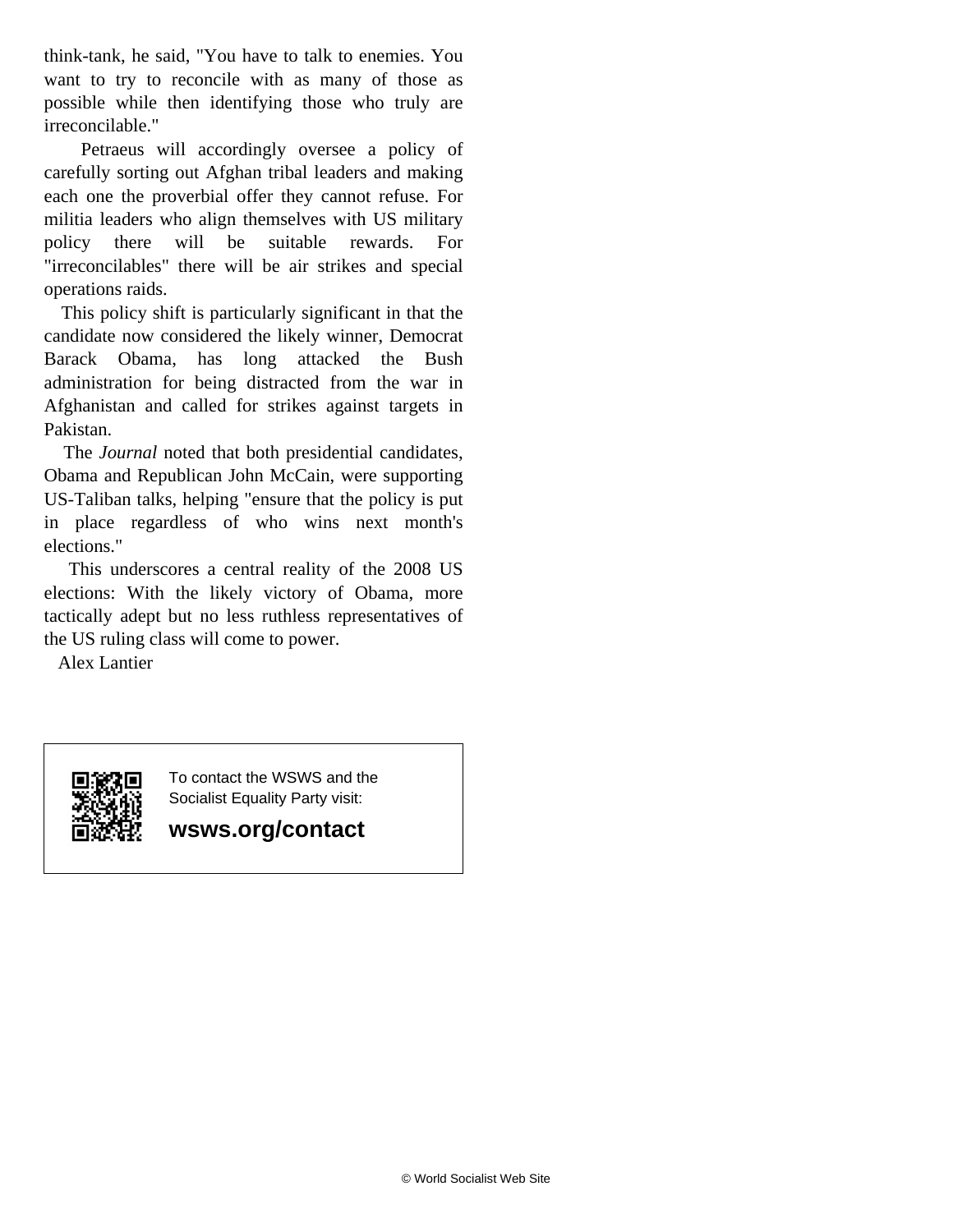think-tank, he said, "You have to talk to enemies. You want to try to reconcile with as many of those as possible while then identifying those who truly are irreconcilable."

Petraeus will accordingly oversee a policy of carefully sorting out Afghan tribal leaders and making each one the proverbial offer they cannot refuse. For militia leaders who align themselves with US military policy there will be suitable rewards. For "irreconcilables" there will be air strikes and special operations raids.

This policy shift is particularly significant in that the candidate now considered the likely winner, Democrat Barack Obama, has long attacked the Bush administration for being distracted from the war in Afghanistan and called for strikes against targets in Pakistan.

The *Journal* noted that both presidential candidates, Obama and Republican John McCain, were supporting US-Taliban talks, helping "ensure that the policy is put in place regardless of who wins next month's elections."

This underscores a central reality of the 2008 US elections: With the likely victory of Obama, more tactically adept but no less ruthless representatives of the US ruling class will come to power.

Alex Lantier

To contact the WSWS and the Socialist Equality Party visit:

**wsws.org/contact**